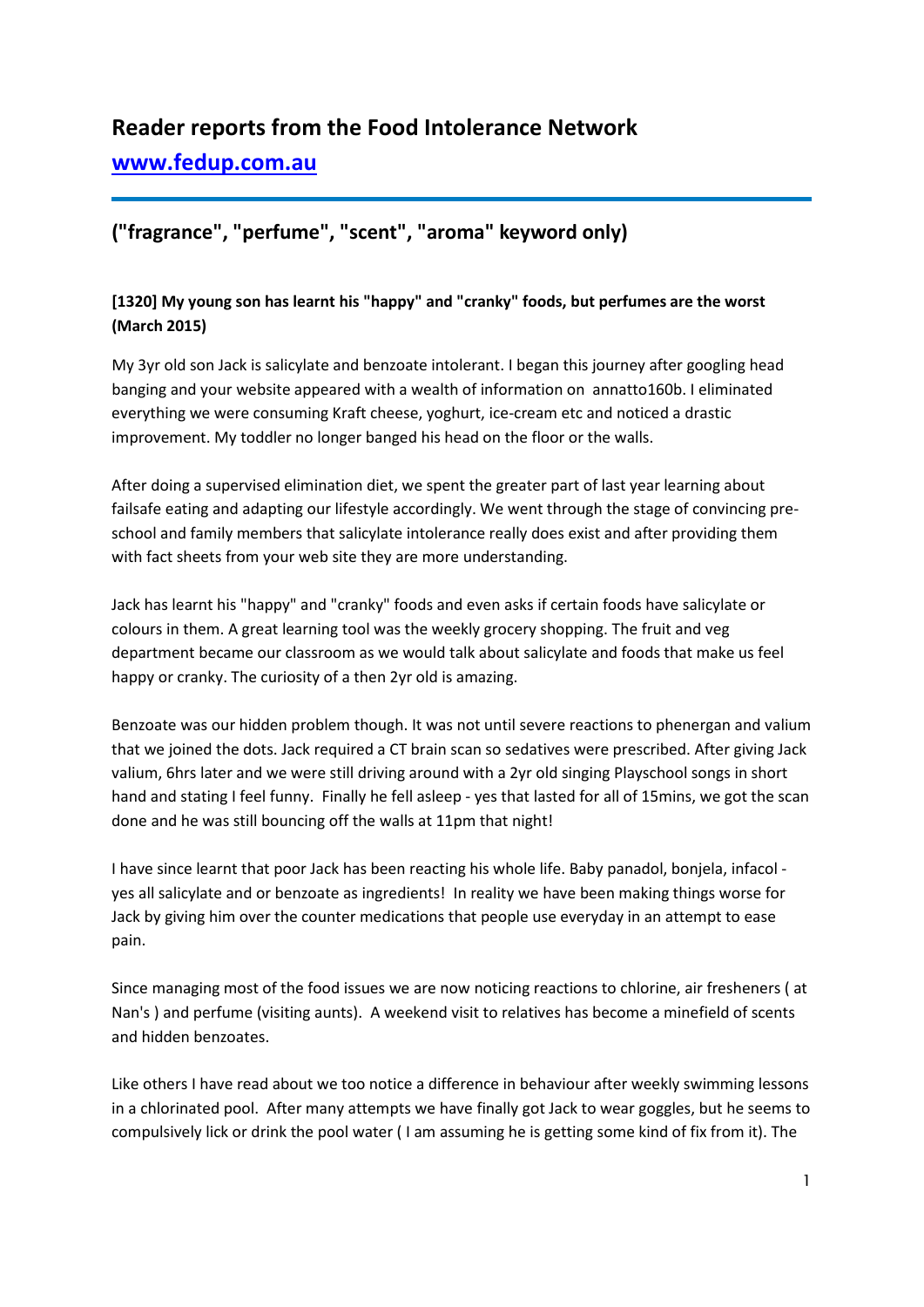# Reader reports from the Food Intolerance Network

## [www.fedup.com.au](http://www.fedup.com.au)

## ("fragrance", "perfume", "scent", "aroma" keyword only)

### [1320] My young son has learnt his "happy" and "cranky" foods, but perfumes are the worst (March 2015)

My 3yr old son Jack is salicylate and benzoate intolerant. I began this journey after googling head banging and your website appeared with a wealth of information on annatto160b. I eliminated everything we were consuming Kraft cheese, yoghurt, ice-cream etc and noticed a drastic improvement. My toddler no longer banged his head on the floor or the walls.

After doing a supervised elimination diet, we spent the greater part of last year learning about failsafe eating and adapting our lifestyle accordingly. We went through the stage of convincing pre-school and family members that salicylate intolerance really does exist and after providing them with fact sheets from your web site they are more understanding.

Jack has learnt his "happy" and "cranky" foods and even asks if certain foods have salicylate or colours in them. A great learning tool was the weekly grocery shopping. The fruit and veg department became our classroom as we would talk about salicylate and foods that make us feel happy or cranky. The curiosity of a then 2yr old is amazing.

Benzoate was our hidden problem though. It was not until severe reactions to phenergan and valium that we joined the dots. Jack required a CT brain scan so sedatives were prescribed. After giving Jack valium, 6hrs later and we were still driving around with a 2yr old singing Playschool songs in short hand and stating I feel funny. Finally he fell asleep - yes that lasted for all of 15mins, we got the scan done and he was still bouncing off the walls at 11pm that night!

I have since learnt that poor Jack has been reacting his whole life. Baby panadol, bonjela, infacol - yes all salicylate and or benzoate as ingredients! In reality we have been making things worse for Jack by giving him over the counter medications that people use everyday in an attempt to ease pain.

Since managing most of the food issues we are now noticing reactions to chlorine, air fresheners ( at Nan's ) and perfume (visiting aunts). A weekend visit to relatives has become a minefield of scents and hidden benzoates.

Like others I have read about we too notice a difference in behaviour after weekly swimming lessons in a chlorinated pool. After many attempts we have finally got Jack to wear goggles, but he seems to compulsively lick or drink the pool water ( I am assuming he is getting some kind of fix from it). The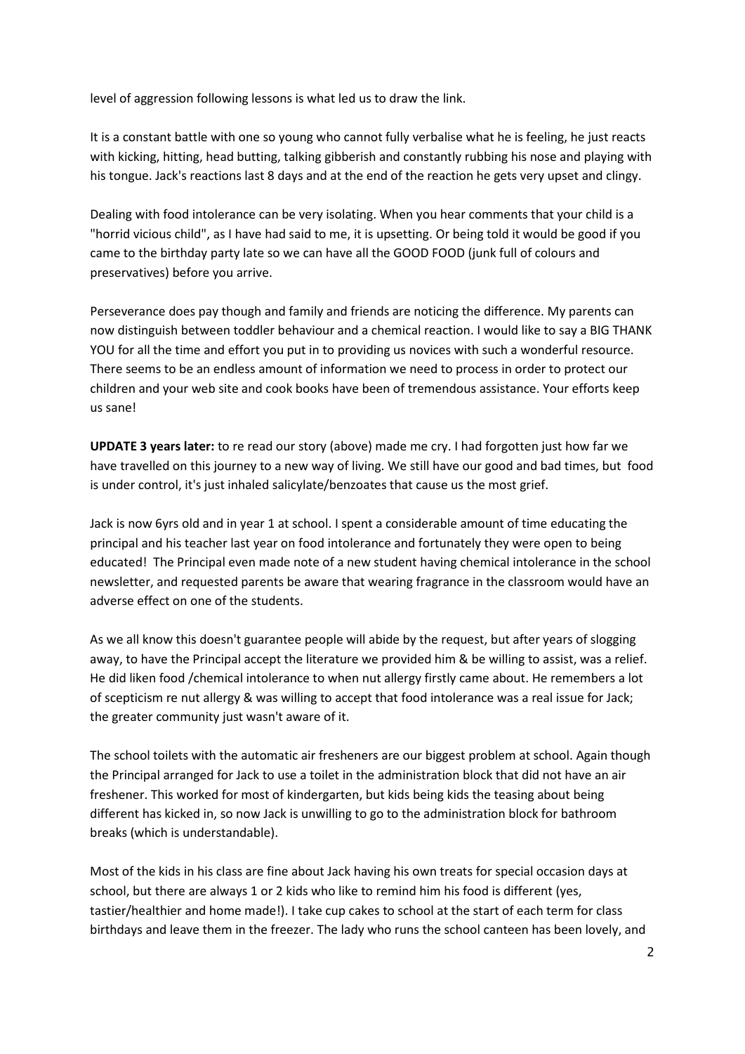level of aggression following lessons is what led us to draw the link.

It is a constant battle with one so young who cannot fully verbalise what he is feeling, he just reacts with kicking, hitting, head butting, talking gibberish and constantly rubbing his nose and playing with his tongue. Jack's reactions last 8 days and at the end of the reaction he gets very upset and clingy.

Dealing with food intolerance can be very isolating. When you hear comments that your child is a "horrid vicious child", as I have had said to me, it is upsetting. Or being told it would be good if you came to the birthday party late so we can have all the GOOD FOOD (junk full of colours and preservatives) before you arrive.

Perseverance does pay though and family and friends are noticing the difference. My parents can now distinguish between toddler behaviour and a chemical reaction. I would like to say a BIG THANK YOU for all the time and effort you put in to providing us novices with such a wonderful resource. There seems to be an endless amount of information we need to process in order to protect our children and your web site and cook books have been of tremendous assistance. Your efforts keep us sane!

**UPDATE 3 years later:** to re read our story (above) made me cry. I had forgotten just how far we have travelled on this journey to a new way of living. We still have our good and bad times, but food is under control, it's just inhaled salicylate/benzoates that cause us the most grief.

Jack is now 6yrs old and in year 1 at school. I spent a considerable amount of time educating the principal and his teacher last year on food intolerance and fortunately they were open to being educated! The Principal even made note of a new student having chemical intolerance in the school newsletter, and requested parents be aware that wearing fragrance in the classroom would have an adverse effect on one of the students.

As we all know this doesn't guarantee people will abide by the request, but after years of slogging away, to have the Principal accept the literature we provided him & be willing to assist, was a relief. He did liken food /chemical intolerance to when nut allergy firstly came about. He remembers a lot of scepticism re nut allergy & was willing to accept that food intolerance was a real issue for Jack; the greater community just wasn't aware of it.

The school toilets with the automatic air fresheners are our biggest problem at school. Again though the Principal arranged for Jack to use a toilet in the administration block that did not have an air freshener. This worked for most of kindergarten, but kids being kids the teasing about being different has kicked in, so now Jack is unwilling to go to the administration block for bathroom breaks (which is understandable).

Most of the kids in his class are fine about Jack having his own treats for special occasion days at school, but there are always 1 or 2 kids who like to remind him his food is different (yes, tastier/healthier and home made!). I take cup cakes to school at the start of each term for class birthdays and leave them in the freezer. The lady who runs the school canteen has been lovely, and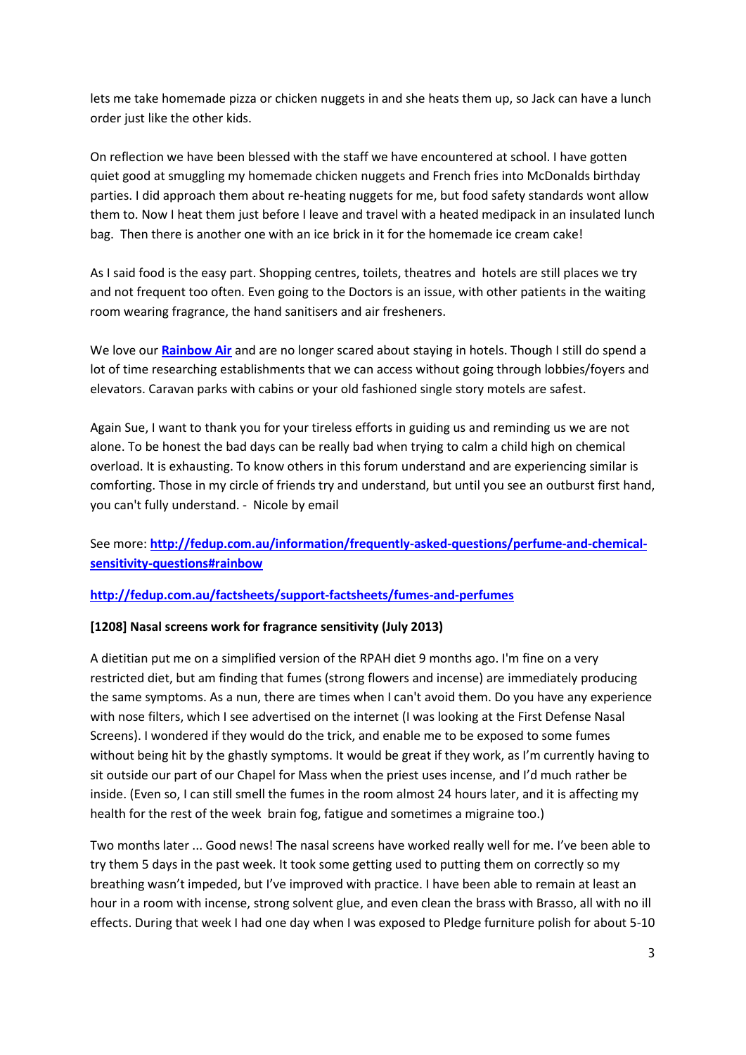lets me take homemade pizza or chicken nuggets in and she heats them up, so Jack can have a lunch order just like the other kids.

On reflection we have been blessed with the staff we have encountered at school. I have gotten quiet good at smuggling my homemade chicken nuggets and French fries into McDonalds birthday parties. I did approach them about re-heating nuggets for me, but food safety standards wont allow them to. Now I heat them just before I leave and travel with a heated medipack in an insulated lunch bag. Then there is another one with an ice brick in it for the homemade ice cream cake!

As I said food is the easy part. Shopping centres, toilets, theatres and hotels are still places we try and not frequent too often. Even going to the Doctors is an issue, with other patients in the waiting room wearing fragrance, the hand sanitisers and air fresheners.

We love our **[Rainbow Air](http://fedup.com.au/information/frequently-asked-questions/perfume-and-chemical-sensitivity-questions#rainbow)** and are no longer scared about staying in hotels. Though I still do spend a lot of time researching establishments that we can access without going through lobbies/foyers and elevators. Caravan parks with cabins or your old fashioned single story motels are safest.

Again Sue, I want to thank you for your tireless efforts in guiding us and reminding us we are not alone. To be honest the bad days can be really bad when trying to calm a child high on chemical overload. It is exhausting. To know others in this forum understand and are experiencing similar is comforting. Those in my circle of friends try and understand, but until you see an outburst first hand, you can't fully understand. - Nicole by email

See more: **http://fedup.com.au/information/frequently-asked-questions/perfume-and-chemical-sensitivity-questions#rainbow**

**http://fedup.com.au/factsheets/support-factsheets/fumes-and-perfumes**

**[1208] Nasal screens work for fragrance sensitivity (July 2013)**

A dietitian put me on a simplified version of the RPAH diet 9 months ago. I'm fine on a very restricted diet, but am finding that fumes (strong flowers and incense) are immediately producing the same symptoms. As a nun, there are times when I can't avoid them. Do you have any experience with nose filters, which I see advertised on the internet (I was looking at the First Defense Nasal Screens). I wondered if they would do the trick, and enable me to be exposed to some fumes without being hit by the ghastly symptoms. It would be great if they work, as I'm currently having to sit outside our part of our Chapel for Mass when the priest uses incense, and I'd much rather be inside. (Even so, I can still smell the fumes in the room almost 24 hours later, and it is affecting my health for the rest of the week brain fog, fatigue and sometimes a migraine too.)

Two months later ... Good news! The nasal screens have worked really well for me. I've been able to try them 5 days in the past week. It took some getting used to putting them on correctly so my breathing wasn't impeded, but I've improved with practice. I have been able to remain at least an hour in a room with incense, strong solvent glue, and even clean the brass with Brasso, all with no ill effects. During that week I had one day when I was exposed to Pledge furniture polish for about 5-10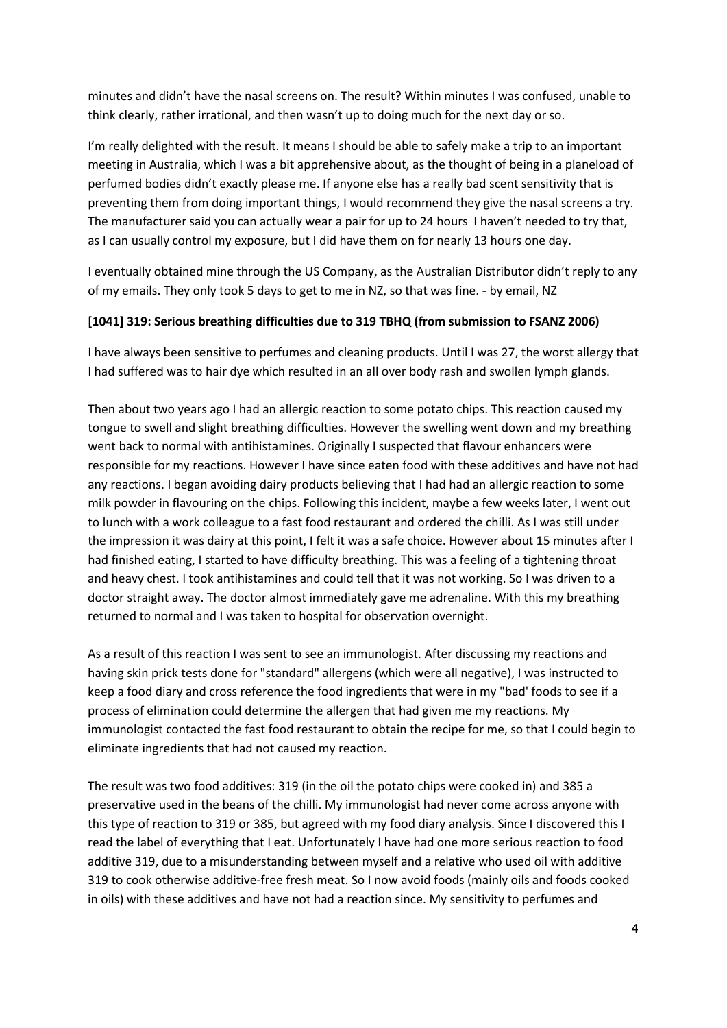minutes and didn't have the nasal screens on. The result? Within minutes I was confused, unable to think clearly, rather irrational, and then wasn't up to doing much for the next day or so.

I'm really delighted with the result. It means I should be able to safely make a trip to an important meeting in Australia, which I was a bit apprehensive about, as the thought of being in a planeload of perfumed bodies didn't exactly please me. If anyone else has a really bad scent sensitivity that is preventing them from doing important things, I would recommend they give the nasal screens a try. The manufacturer said you can actually wear a pair for up to 24 hours I haven't needed to try that, as I can usually control my exposure, but I did have them on for nearly 13 hours one day.

I eventually obtained mine through the US Company, as the Australian Distributor didn't reply to any of my emails. They only took 5 days to get to me in NZ, so that was fine. - by email, NZ

**[1041] 319: Serious breathing difficulties due to 319 TBHQ (from submission to FSANZ 2006)**

I have always been sensitive to perfumes and cleaning products. Until I was 27, the worst allergy that I had suffered was to hair dye which resulted in an all over body rash and swollen lymph glands.

Then about two years ago I had an allergic reaction to some potato chips. This reaction caused my tongue to swell and slight breathing difficulties. However the swelling went down and my breathing went back to normal with antihistamines. Originally I suspected that flavour enhancers were responsible for my reactions. However I have since eaten food with these additives and have not had any reactions. I began avoiding dairy products believing that I had had an allergic reaction to some milk powder in flavouring on the chips. Following this incident, maybe a few weeks later, I went out to lunch with a work colleague to a fast food restaurant and ordered the chilli. As I was still under the impression it was dairy at this point, I felt it was a safe choice. However about 15 minutes after I had finished eating, I started to have difficulty breathing. This was a feeling of a tightening throat and heavy chest. I took antihistamines and could tell that it was not working. So I was driven to a doctor straight away. The doctor almost immediately gave me adrenaline. With this my breathing returned to normal and I was taken to hospital for observation overnight.

As a result of this reaction I was sent to see an immunologist. After discussing my reactions and having skin prick tests done for "standard" allergens (which were all negative), I was instructed to keep a food diary and cross reference the food ingredients that were in my "bad' foods to see if a process of elimination could determine the allergen that had given me my reactions. My immunologist contacted the fast food restaurant to obtain the recipe for me, so that I could begin to eliminate ingredients that had not caused my reaction.

The result was two food additives: 319 (in the oil the potato chips were cooked in) and 385 a preservative used in the beans of the chilli. My immunologist had never come across anyone with this type of reaction to 319 or 385, but agreed with my food diary analysis. Since I discovered this I read the label of everything that I eat. Unfortunately I have had one more serious reaction to food additive 319, due to a misunderstanding between myself and a relative who used oil with additive 319 to cook otherwise additive-free fresh meat. So I now avoid foods (mainly oils and foods cooked in oils) with these additives and have not had a reaction since. My sensitivity to perfumes and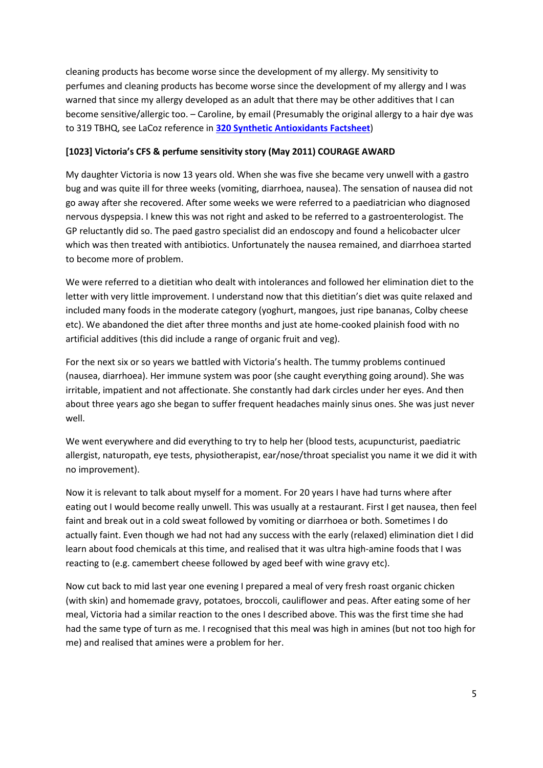cleaning products has become worse since the development of my allergy. My sensitivity to perfumes and cleaning products has become worse since the development of my allergy and I was warned that since my allergy developed as an adult that there may be other additives that I can become sensitive/allergic too. – Caroline, by email (Presumably the original allergy to a hair dye was to 319 TBHQ, see LaCoz reference in **320 Synthetic Antioxidants Factsheet**)

**[1023] Victoria's CFS & perfume sensitivity story (May 2011) COURAGE AWARD**

My daughter Victoria is now 13 years old. When she was five she became very unwell with a gastro bug and was quite ill for three weeks (vomiting, diarrhoea, nausea). The sensation of nausea did not go away after she recovered. After some weeks we were referred to a paediatrician who diagnosed nervous dyspepsia. I knew this was not right and asked to be referred to a gastroenterologist. The GP reluctantly did so. The paed gastro specialist did an endoscopy and found a helicobacter ulcer which was then treated with antibiotics. Unfortunately the nausea remained, and diarrhoea started to become more of problem.

We were referred to a dietitian who dealt with intolerances and followed her elimination diet to the letter with very little improvement. I understand now that this dietitian's diet was quite relaxed and included many foods in the moderate category (yoghurt, mangoes, just ripe bananas, Colby cheese etc). We abandoned the diet after three months and just ate home-cooked plainish food with no artificial additives (this did include a range of organic fruit and veg).

For the next six or so years we battled with Victoria's health. The tummy problems continued (nausea, diarrhoea). Her immune system was poor (she caught everything going around). She was irritable, impatient and not affectionate. She constantly had dark circles under her eyes. And then about three years ago she began to suffer frequent headaches mainly sinus ones. She was just never well.

We went everywhere and did everything to try to help her (blood tests, acupuncturist, paediatric allergist, naturopath, eye tests, physiotherapist, ear/nose/throat specialist you name it we did it with no improvement).

Now it is relevant to talk about myself for a moment. For 20 years I have had turns where after eating out I would become really unwell. This was usually at a restaurant. First I get nausea, then feel faint and break out in a cold sweat followed by vomiting or diarrhoea or both. Sometimes I do actually faint. Even though we had not had any success with the early (relaxed) elimination diet I did learn about food chemicals at this time, and realised that it was ultra high-amine foods that I was reacting to (e.g. camembert cheese followed by aged beef with wine gravy etc).

Now cut back to mid last year one evening I prepared a meal of very fresh roast organic chicken (with skin) and homemade gravy, potatoes, broccoli, cauliflower and peas. After eating some of her meal, Victoria had a similar reaction to the ones I described above. This was the first time she had had the same type of turn as me. I recognised that this meal was high in amines (but not too high for me) and realised that amines were a problem for her.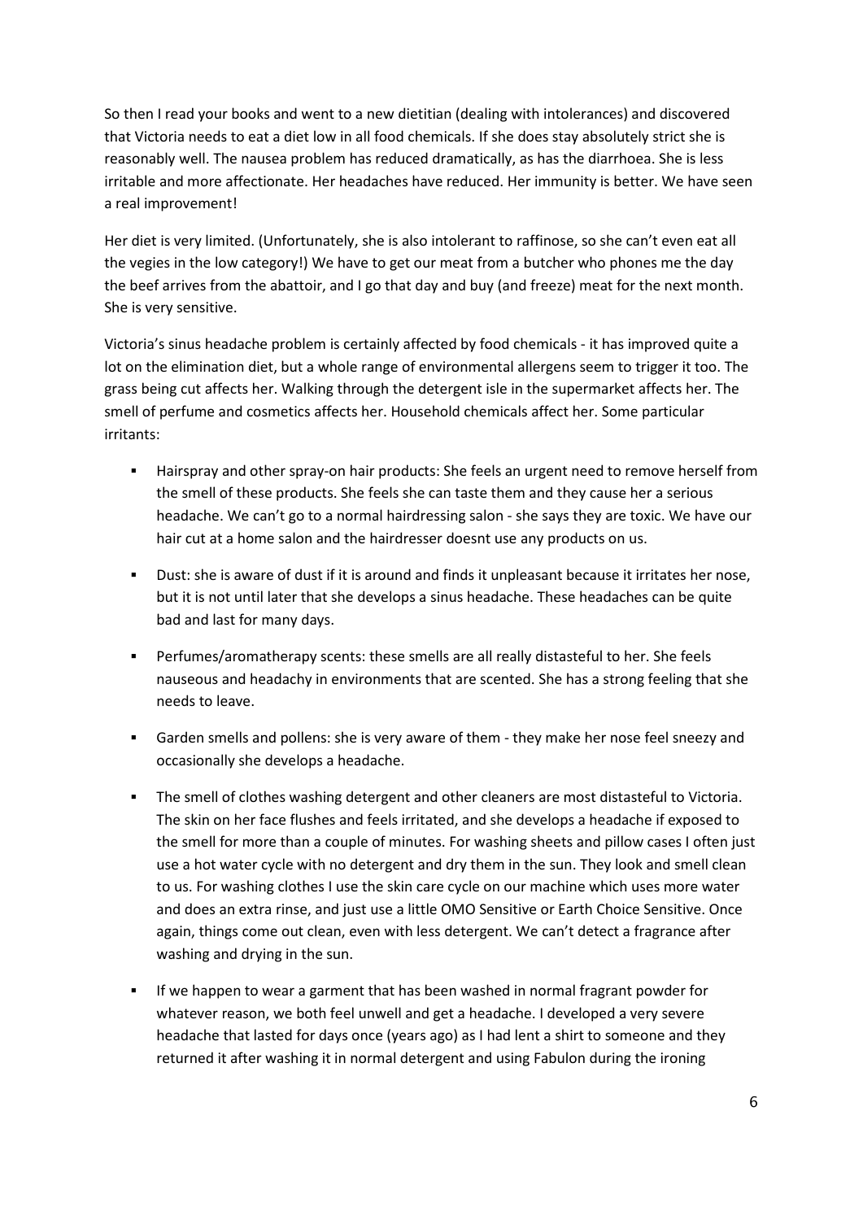So then I read your books and went to a new dietitian (dealing with intolerances) and discovered that Victoria needs to eat a diet low in all food chemicals. If she does stay absolutely strict she is reasonably well. The nausea problem has reduced dramatically, as has the diarrhoea. She is less irritable and more affectionate. Her headaches have reduced. Her immunity is better. We have seen a real improvement!

Her diet is very limited. (Unfortunately, she is also intolerant to raffinose, so she can't even eat all the vegies in the low category!) We have to get our meat from a butcher who phones me the day the beef arrives from the abattoir, and I go that day and buy (and freeze) meat for the next month. She is very sensitive.

Victoria's sinus headache problem is certainly affected by food chemicals - it has improved quite a lot on the elimination diet, but a whole range of environmental allergens seem to trigger it too. The grass being cut affects her. Walking through the detergent isle in the supermarket affects her. The smell of perfume and cosmetics affects her. Household chemicals affect her. Some particular irritants:

- Hairspray and other spray-on hair products: She feels an urgent need to remove herself from the smell of these products. She feels she can taste them and they cause her a serious headache. We can't go to a normal hairdressing salon - she says they are toxic. We have our hair cut at a home salon and the hairdresser doesnt use any products on us.
- Dust: she is aware of dust if it is around and finds it unpleasant because it irritates her nose, but it is not until later that she develops a sinus headache. These headaches can be quite bad and last for many days.
- Perfumes/aromatherapy scents: these smells are all really distasteful to her. She feels nauseous and headachy in environments that are scented. She has a strong feeling that she needs to leave.
- Garden smells and pollens: she is very aware of them - they make her nose feel sneezy and occasionally she develops a headache.
- The smell of clothes washing detergent and other cleaners are most distasteful to Victoria. The skin on her face flushes and feels irritated, and she develops a headache if exposed to the smell for more than a couple of minutes. For washing sheets and pillow cases I often just use a hot water cycle with no detergent and dry them in the sun. They look and smell clean to us. For washing clothes I use the skin care cycle on our machine which uses more water and does an extra rinse, and just use a little OMO Sensitive or Earth Choice Sensitive. Once again, things come out clean, even with less detergent. We can't detect a fragrance after washing and drying in the sun.
- If we happen to wear a garment that has been washed in normal fragrant powder for whatever reason, we both feel unwell and get a headache. I developed a very severe headache that lasted for days once (years ago) as I had lent a shirt to someone and they returned it after washing it in normal detergent and using Fabulon during the ironing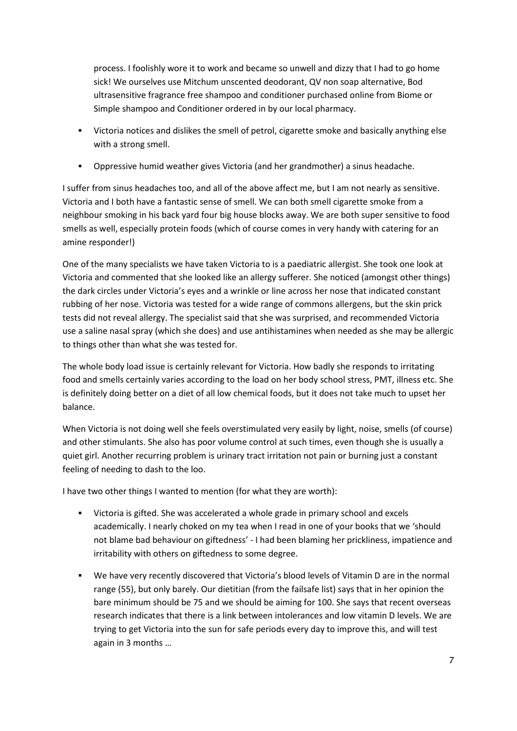process. I foolishly wore it to work and became so unwell and dizzy that I had to go home sick! We ourselves use Mitchum unscented deodorant, QV non soap alternative, Bod ultrasensitive fragrance free shampoo and conditioner purchased online from Biome or Simple shampoo and Conditioner ordered in by our local pharmacy.

- Victoria notices and dislikes the smell of petrol, cigarette smoke and basically anything else with a strong smell.
- Oppressive humid weather gives Victoria (and her grandmother) a sinus headache.

I suffer from sinus headaches too, and all of the above affect me, but I am not nearly as sensitive. Victoria and I both have a fantastic sense of smell. We can both smell cigarette smoke from a neighbour smoking in his back yard four big house blocks away. We are both super sensitive to food smells as well, especially protein foods (which of course comes in very handy with catering for an amine responder!)

One of the many specialists we have taken Victoria to is a paediatric allergist. She took one look at Victoria and commented that she looked like an allergy sufferer. She noticed (amongst other things) the dark circles under Victoria's eyes and a wrinkle or line across her nose that indicated constant rubbing of her nose. Victoria was tested for a wide range of commons allergens, but the skin prick tests did not reveal allergy. The specialist said that she was surprised, and recommended Victoria use a saline nasal spray (which she does) and use antihistamines when needed as she may be allergic to things other than what she was tested for.

The whole body load issue is certainly relevant for Victoria. How badly she responds to irritating food and smells certainly varies according to the load on her body school stress, PMT, illness etc. She is definitely doing better on a diet of all low chemical foods, but it does not take much to upset her balance.

When Victoria is not doing well she feels overstimulated very easily by light, noise, smells (of course) and other stimulants. She also has poor volume control at such times, even though she is usually a quiet girl. Another recurring problem is urinary tract irritation not pain or burning just a constant feeling of needing to dash to the loo.

I have two other things I wanted to mention (for what they are worth):

- Victoria is gifted. She was accelerated a whole grade in primary school and excels academically. I nearly choked on my tea when I read in one of your books that we 'should not blame bad behaviour on giftedness' - I had been blaming her prickliness, impatience and irritability with others on giftedness to some degree.
- We have very recently discovered that Victoria's blood levels of Vitamin D are in the normal range (55), but only barely. Our dietitian (from the failsafe list) says that in her opinion the bare minimum should be 75 and we should be aiming for 100. She says that recent overseas research indicates that there is a link between intolerances and low vitamin D levels. We are trying to get Victoria into the sun for safe periods every day to improve this, and will test again in 3 months …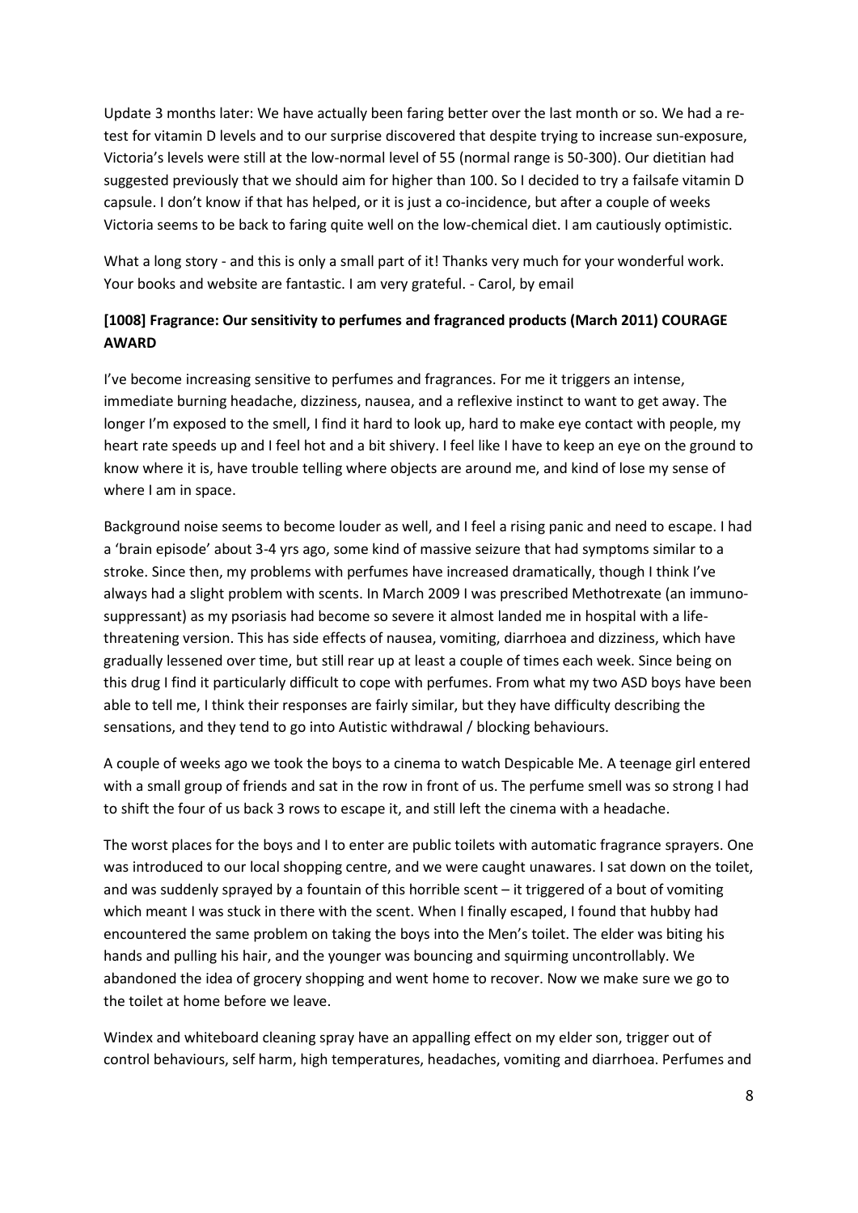Update 3 months later: We have actually been faring better over the last month or so. We had a re-test for vitamin D levels and to our surprise discovered that despite trying to increase sun-exposure, Victoria's levels were still at the low-normal level of 55 (normal range is 50-300). Our dietitian had suggested previously that we should aim for higher than 100. So I decided to try a failsafe vitamin D capsule. I don't know if that has helped, or it is just a co-incidence, but after a couple of weeks Victoria seems to be back to faring quite well on the low-chemical diet. I am cautiously optimistic.

What a long story - and this is only a small part of it! Thanks very much for your wonderful work. Your books and website are fantastic. I am very grateful. - Carol, by email

**[1008] Fragrance: Our sensitivity to perfumes and fragranced products (March 2011) COURAGE AWARD**

I've become increasing sensitive to perfumes and fragrances. For me it triggers an intense, immediate burning headache, dizziness, nausea, and a reflexive instinct to want to get away. The longer I'm exposed to the smell, I find it hard to look up, hard to make eye contact with people, my heart rate speeds up and I feel hot and a bit shivery. I feel like I have to keep an eye on the ground to know where it is, have trouble telling where objects are around me, and kind of lose my sense of where I am in space.

Background noise seems to become louder as well, and I feel a rising panic and need to escape. I had a 'brain episode' about 3-4 yrs ago, some kind of massive seizure that had symptoms similar to a stroke. Since then, my problems with perfumes have increased dramatically, though I think I've always had a slight problem with scents. In March 2009 I was prescribed Methotrexate (an immuno-suppressant) as my psoriasis had become so severe it almost landed me in hospital with a life-threatening version. This has side effects of nausea, vomiting, diarrhoea and dizziness, which have gradually lessened over time, but still rear up at least a couple of times each week. Since being on this drug I find it particularly difficult to cope with perfumes. From what my two ASD boys have been able to tell me, I think their responses are fairly similar, but they have difficulty describing the sensations, and they tend to go into Autistic withdrawal / blocking behaviours.

A couple of weeks ago we took the boys to a cinema to watch Despicable Me. A teenage girl entered with a small group of friends and sat in the row in front of us. The perfume smell was so strong I had to shift the four of us back 3 rows to escape it, and still left the cinema with a headache.

The worst places for the boys and I to enter are public toilets with automatic fragrance sprayers. One was introduced to our local shopping centre, and we were caught unawares. I sat down on the toilet, and was suddenly sprayed by a fountain of this horrible scent – it triggered of a bout of vomiting which meant I was stuck in there with the scent. When I finally escaped, I found that hubby had encountered the same problem on taking the boys into the Men's toilet. The elder was biting his hands and pulling his hair, and the younger was bouncing and squirming uncontrollably. We abandoned the idea of grocery shopping and went home to recover. Now we make sure we go to the toilet at home before we leave.

Windex and whiteboard cleaning spray have an appalling effect on my elder son, trigger out of control behaviours, self harm, high temperatures, headaches, vomiting and diarrhoea. Perfumes and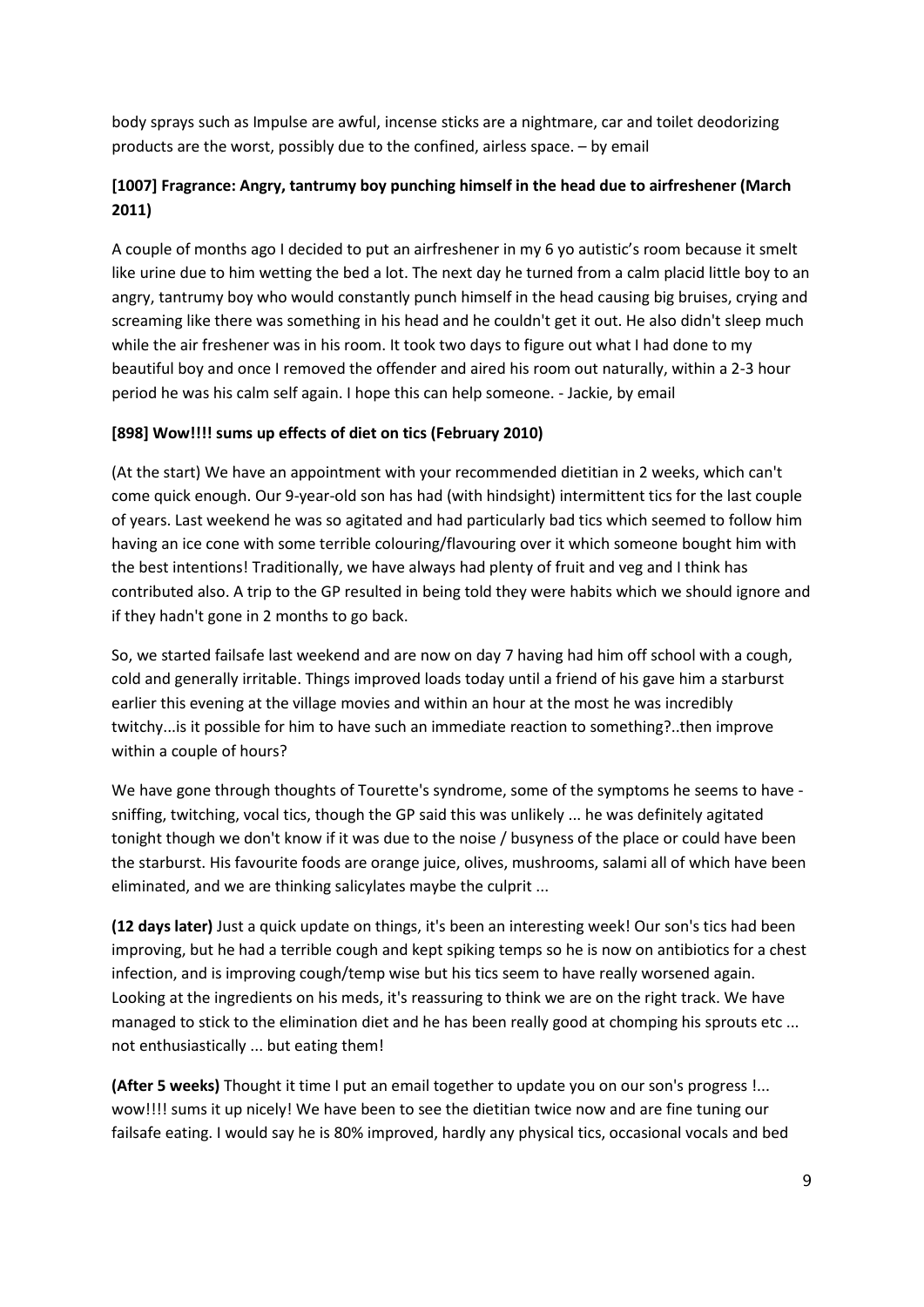body sprays such as Impulse are awful, incense sticks are a nightmare, car and toilet deodorizing products are the worst, possibly due to the confined, airless space. – by email

### [1007] Fragrance: Angry, tantrumy boy punching himself in the head due to airfreshener (March 2011)

A couple of months ago I decided to put an airfreshener in my 6 yo autistic's room because it smelt like urine due to him wetting the bed a lot. The next day he turned from a calm placid little boy to an angry, tantrumy boy who would constantly punch himself in the head causing big bruises, crying and screaming like there was something in his head and he couldn't get it out. He also didn't sleep much while the air freshener was in his room. It took two days to figure out what I had done to my beautiful boy and once I removed the offender and aired his room out naturally, within a 2-3 hour period he was his calm self again. I hope this can help someone. - Jackie, by email

### [898] Wow!!!! sums up effects of diet on tics (February 2010)

(At the start) We have an appointment with your recommended dietitian in 2 weeks, which can't come quick enough. Our 9-year-old son has had (with hindsight) intermittent tics for the last couple of years. Last weekend he was so agitated and had particularly bad tics which seemed to follow him having an ice cone with some terrible colouring/flavouring over it which someone bought him with the best intentions! Traditionally, we have always had plenty of fruit and veg and I think has contributed also. A trip to the GP resulted in being told they were habits which we should ignore and if they hadn't gone in 2 months to go back.

So, we started failsafe last weekend and are now on day 7 having had him off school with a cough, cold and generally irritable. Things improved loads today until a friend of his gave him a starburst earlier this evening at the village movies and within an hour at the most he was incredibly twitchy...is it possible for him to have such an immediate reaction to something?..then improve within a couple of hours?

We have gone through thoughts of Tourette's syndrome, some of the symptoms he seems to have - sniffing, twitching, vocal tics, though the GP said this was unlikely ... he was definitely agitated tonight though we don't know if it was due to the noise / busyness of the place or could have been the starburst. His favourite foods are orange juice, olives, mushrooms, salami all of which have been eliminated, and we are thinking salicylates maybe the culprit ...

**(12 days later)** Just a quick update on things, it's been an interesting week! Our son's tics had been improving, but he had a terrible cough and kept spiking temps so he is now on antibiotics for a chest infection, and is improving cough/temp wise but his tics seem to have really worsened again. Looking at the ingredients on his meds, it's reassuring to think we are on the right track. We have managed to stick to the elimination diet and he has been really good at chomping his sprouts etc ... not enthusiastically ... but eating them!

**(After 5 weeks)** Thought it time I put an email together to update you on our son's progress !... wow!!!! sums it up nicely! We have been to see the dietitian twice now and are fine tuning our failsafe eating. I would say he is 80% improved, hardly any physical tics, occasional vocals and bed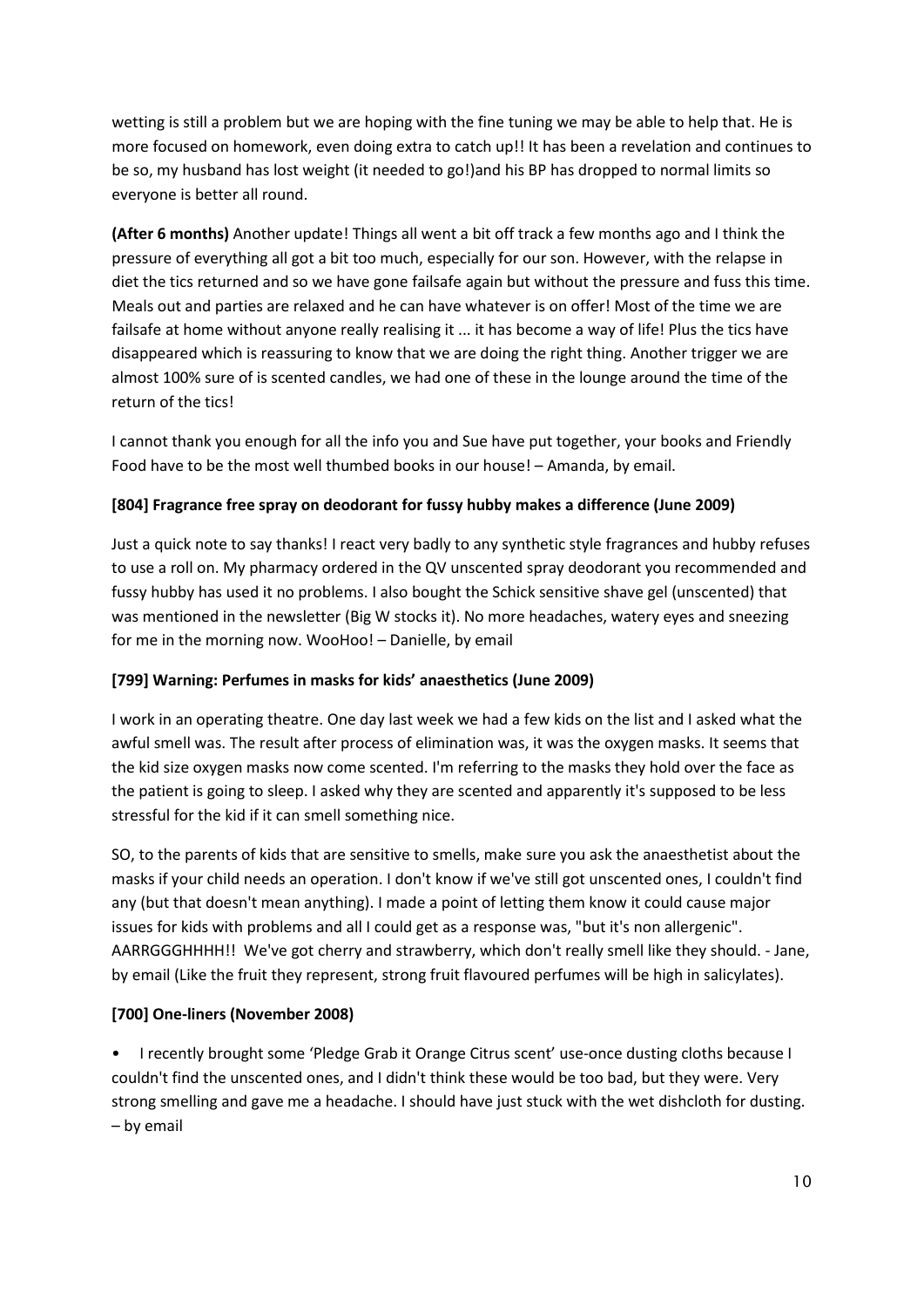wetting is still a problem but we are hoping with the fine tuning we may be able to help that. He is more focused on homework, even doing extra to catch up!! It has been a revelation and continues to be so, my husband has lost weight (it needed to go!)and his BP has dropped to normal limits so everyone is better all round.

**(After 6 months)** Another update! Things all went a bit off track a few months ago and I think the pressure of everything all got a bit too much, especially for our son. However, with the relapse in diet the tics returned and so we have gone failsafe again but without the pressure and fuss this time. Meals out and parties are relaxed and he can have whatever is on offer! Most of the time we are failsafe at home without anyone really realising it ... it has become a way of life! Plus the tics have disappeared which is reassuring to know that we are doing the right thing. Another trigger we are almost 100% sure of is scented candles, we had one of these in the lounge around the time of the return of the tics!

I cannot thank you enough for all the info you and Sue have put together, your books and Friendly Food have to be the most well thumbed books in our house! – Amanda, by email.

### [804] Fragrance free spray on deodorant for fussy hubby makes a difference (June 2009)

Just a quick note to say thanks! I react very badly to any synthetic style fragrances and hubby refuses to use a roll on. My pharmacy ordered in the QV unscented spray deodorant you recommended and fussy hubby has used it no problems. I also bought the Schick sensitive shave gel (unscented) that was mentioned in the newsletter (Big W stocks it). No more headaches, watery eyes and sneezing for me in the morning now. WooHoo! – Danielle, by email

### [799] Warning: Perfumes in masks for kids' anaesthetics (June 2009)

I work in an operating theatre. One day last week we had a few kids on the list and I asked what the awful smell was. The result after process of elimination was, it was the oxygen masks. It seems that the kid size oxygen masks now come scented. I'm referring to the masks they hold over the face as the patient is going to sleep. I asked why they are scented and apparently it's supposed to be less stressful for the kid if it can smell something nice.

SO, to the parents of kids that are sensitive to smells, make sure you ask the anaesthetist about the masks if your child needs an operation. I don't know if we've still got unscented ones, I couldn't find any (but that doesn't mean anything). I made a point of letting them know it could cause major issues for kids with problems and all I could get as a response was, "but it's non allergenic". AARRGGGHHHH!! We've got cherry and strawberry, which don't really smell like they should. - Jane, by email (Like the fruit they represent, strong fruit flavoured perfumes will be high in salicylates).

### [700] One-liners (November 2008)

- I recently brought some 'Pledge Grab it Orange Citrus scent' use-once dusting cloths because I couldn't find the unscented ones, and I didn't think these would be too bad, but they were. Very strong smelling and gave me a headache. I should have just stuck with the wet dishcloth for dusting. – by email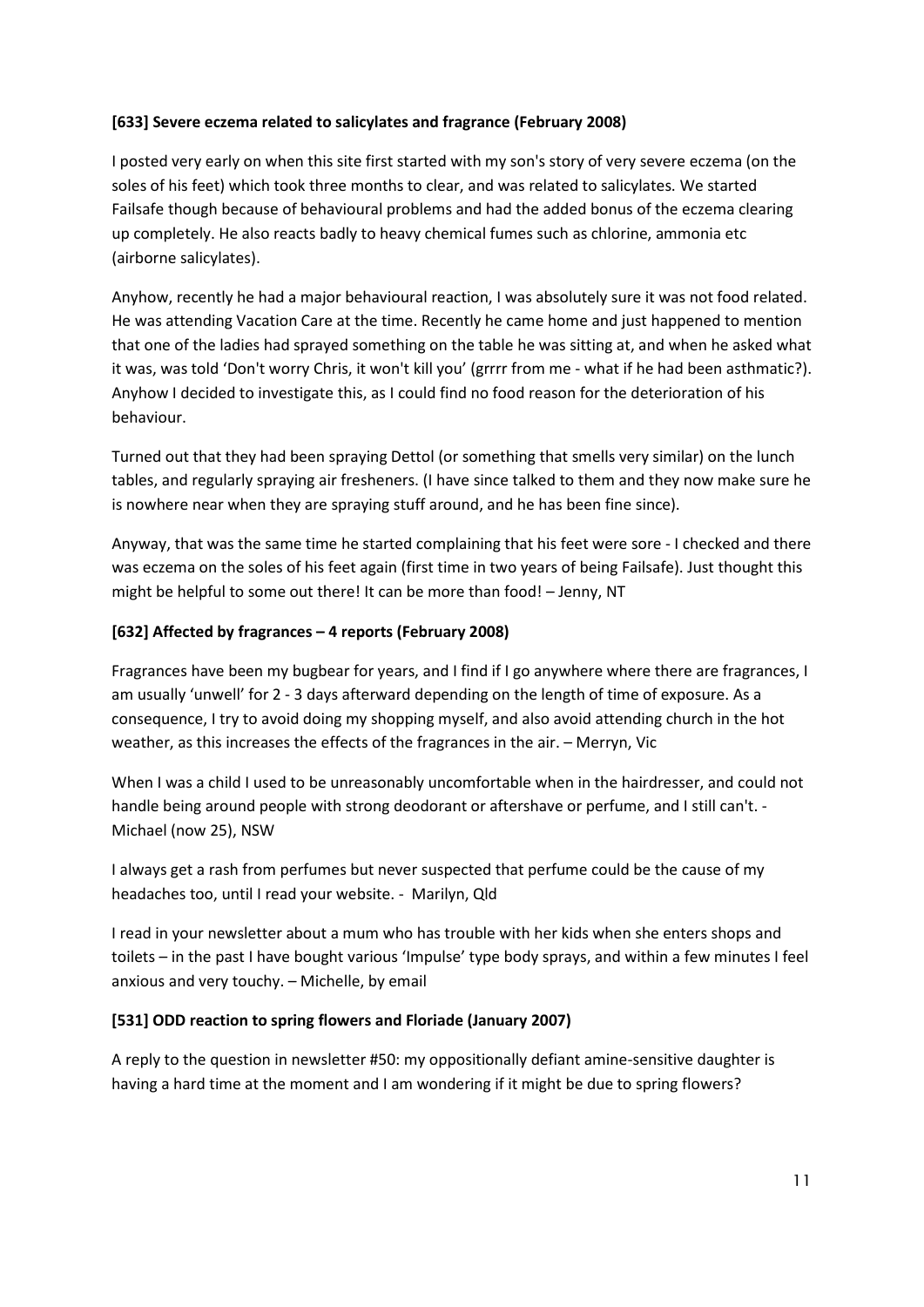**[633] Severe eczema related to salicylates and fragrance (February 2008)**

I posted very early on when this site first started with my son's story of very severe eczema (on the soles of his feet) which took three months to clear, and was related to salicylates. We started Failsafe though because of behavioural problems and had the added bonus of the eczema clearing up completely. He also reacts badly to heavy chemical fumes such as chlorine, ammonia etc (airborne salicylates).

Anyhow, recently he had a major behavioural reaction, I was absolutely sure it was not food related. He was attending Vacation Care at the time. Recently he came home and just happened to mention that one of the ladies had sprayed something on the table he was sitting at, and when he asked what it was, was told 'Don't worry Chris, it won't kill you' (grrrr from me - what if he had been asthmatic?). Anyhow I decided to investigate this, as I could find no food reason for the deterioration of his behaviour.

Turned out that they had been spraying Dettol (or something that smells very similar) on the lunch tables, and regularly spraying air fresheners. (I have since talked to them and they now make sure he is nowhere near when they are spraying stuff around, and he has been fine since).

Anyway, that was the same time he started complaining that his feet were sore - I checked and there was eczema on the soles of his feet again (first time in two years of being Failsafe). Just thought this might be helpful to some out there! It can be more than food! – Jenny, NT

**[632] Affected by fragrances – 4 reports (February 2008)**

Fragrances have been my bugbear for years, and I find if I go anywhere where there are fragrances, I am usually 'unwell' for 2 - 3 days afterward depending on the length of time of exposure. As a consequence, I try to avoid doing my shopping myself, and also avoid attending church in the hot weather, as this increases the effects of the fragrances in the air. – Merryn, Vic

When I was a child I used to be unreasonably uncomfortable when in the hairdresser, and could not handle being around people with strong deodorant or aftershave or perfume, and I still can't. - Michael (now 25), NSW

I always get a rash from perfumes but never suspected that perfume could be the cause of my headaches too, until I read your website. - Marilyn, Qld

I read in your newsletter about a mum who has trouble with her kids when she enters shops and toilets – in the past I have bought various 'Impulse' type body sprays, and within a few minutes I feel anxious and very touchy. – Michelle, by email

**[531] ODD reaction to spring flowers and Floriade (January 2007)**

A reply to the question in newsletter #50: my oppositionally defiant amine-sensitive daughter is having a hard time at the moment and I am wondering if it might be due to spring flowers?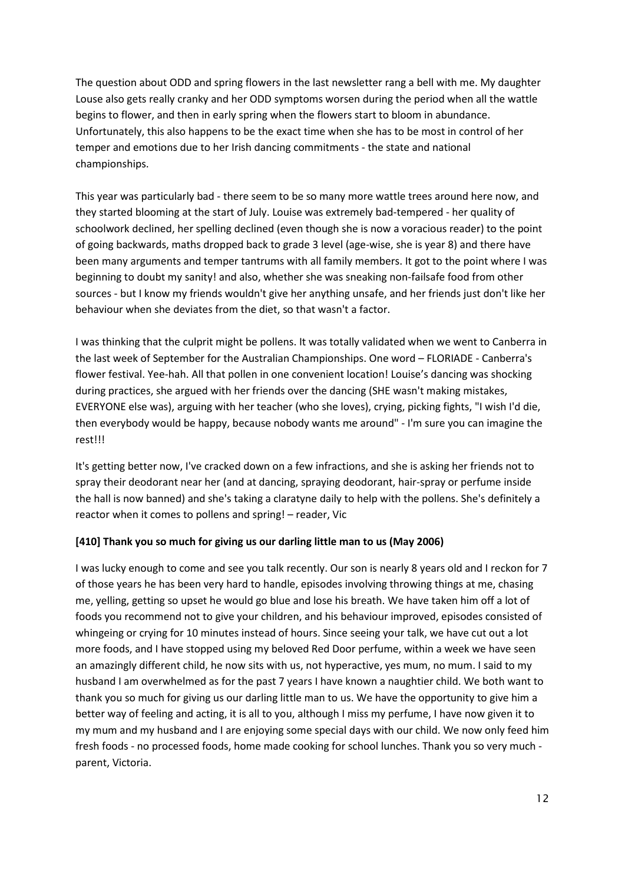The question about ODD and spring flowers in the last newsletter rang a bell with me. My daughter Louse also gets really cranky and her ODD symptoms worsen during the period when all the wattle begins to flower, and then in early spring when the flowers start to bloom in abundance. Unfortunately, this also happens to be the exact time when she has to be most in control of her temper and emotions due to her Irish dancing commitments - the state and national championships.

This year was particularly bad - there seem to be so many more wattle trees around here now, and they started blooming at the start of July. Louise was extremely bad-tempered - her quality of schoolwork declined, her spelling declined (even though she is now a voracious reader) to the point of going backwards, maths dropped back to grade 3 level (age-wise, she is year 8) and there have been many arguments and temper tantrums with all family members. It got to the point where I was beginning to doubt my sanity! and also, whether she was sneaking non-failsafe food from other sources - but I know my friends wouldn't give her anything unsafe, and her friends just don't like her behaviour when she deviates from the diet, so that wasn't a factor.

I was thinking that the culprit might be pollens. It was totally validated when we went to Canberra in the last week of September for the Australian Championships. One word – FLORIADE - Canberra's flower festival. Yee-hah. All that pollen in one convenient location! Louise's dancing was shocking during practices, she argued with her friends over the dancing (SHE wasn't making mistakes, EVERYONE else was), arguing with her teacher (who she loves), crying, picking fights, "I wish I'd die, then everybody would be happy, because nobody wants me around" - I'm sure you can imagine the rest!!!

It's getting better now, I've cracked down on a few infractions, and she is asking her friends not to spray their deodorant near her (and at dancing, spraying deodorant, hair-spray or perfume inside the hall is now banned) and she's taking a claratyne daily to help with the pollens. She's definitely a reactor when it comes to pollens and spring! – reader, Vic

**[410] Thank you so much for giving us our darling little man to us (May 2006)**

I was lucky enough to come and see you talk recently. Our son is nearly 8 years old and I reckon for 7 of those years he has been very hard to handle, episodes involving throwing things at me, chasing me, yelling, getting so upset he would go blue and lose his breath. We have taken him off a lot of foods you recommend not to give your children, and his behaviour improved, episodes consisted of whingeing or crying for 10 minutes instead of hours. Since seeing your talk, we have cut out a lot more foods, and I have stopped using my beloved Red Door perfume, within a week we have seen an amazingly different child, he now sits with us, not hyperactive, yes mum, no mum. I said to my husband I am overwhelmed as for the past 7 years I have known a naughtier child. We both want to thank you so much for giving us our darling little man to us. We have the opportunity to give him a better way of feeling and acting, it is all to you, although I miss my perfume, I have now given it to my mum and my husband and I are enjoying some special days with our child. We now only feed him fresh foods - no processed foods, home made cooking for school lunches. Thank you so very much - parent, Victoria.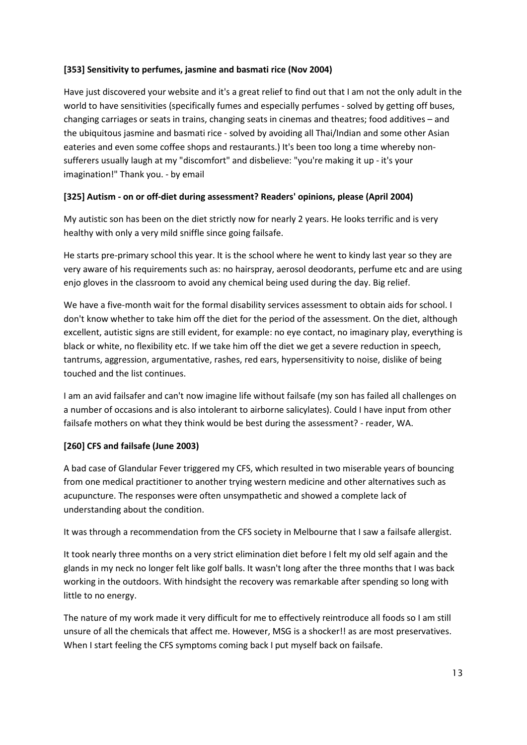**[353] Sensitivity to perfumes, jasmine and basmati rice (Nov 2004)**

Have just discovered your website and it's a great relief to find out that I am not the only adult in the world to have sensitivities (specifically fumes and especially perfumes - solved by getting off buses, changing carriages or seats in trains, changing seats in cinemas and theatres; food additives – and the ubiquitous jasmine and basmati rice - solved by avoiding all Thai/Indian and some other Asian eateries and even some coffee shops and restaurants.) It's been too long a time whereby non-sufferers usually laugh at my "discomfort" and disbelieve: "you're making it up - it's your imagination!" Thank you. - by email

**[325] Autism - on or off-diet during assessment? Readers' opinions, please (April 2004)**

My autistic son has been on the diet strictly now for nearly 2 years. He looks terrific and is very healthy with only a very mild sniffle since going failsafe.

He starts pre-primary school this year. It is the school where he went to kindy last year so they are very aware of his requirements such as: no hairspray, aerosol deodorants, perfume etc and are using enjo gloves in the classroom to avoid any chemical being used during the day. Big relief.

We have a five-month wait for the formal disability services assessment to obtain aids for school. I don't know whether to take him off the diet for the period of the assessment. On the diet, although excellent, autistic signs are still evident, for example: no eye contact, no imaginary play, everything is black or white, no flexibility etc. If we take him off the diet we get a severe reduction in speech, tantrums, aggression, argumentative, rashes, red ears, hypersensitivity to noise, dislike of being touched and the list continues.

I am an avid failsafer and can't now imagine life without failsafe (my son has failed all challenges on a number of occasions and is also intolerant to airborne salicylates). Could I have input from other failsafe mothers on what they think would be best during the assessment? - reader, WA.

**[260] CFS and failsafe (June 2003)**

A bad case of Glandular Fever triggered my CFS, which resulted in two miserable years of bouncing from one medical practitioner to another trying western medicine and other alternatives such as acupuncture. The responses were often unsympathetic and showed a complete lack of understanding about the condition.

It was through a recommendation from the CFS society in Melbourne that I saw a failsafe allergist.

It took nearly three months on a very strict elimination diet before I felt my old self again and the glands in my neck no longer felt like golf balls. It wasn't long after the three months that I was back working in the outdoors. With hindsight the recovery was remarkable after spending so long with little to no energy.

The nature of my work made it very difficult for me to effectively reintroduce all foods so I am still unsure of all the chemicals that affect me. However, MSG is a shocker!! as are most preservatives. When I start feeling the CFS symptoms coming back I put myself back on failsafe.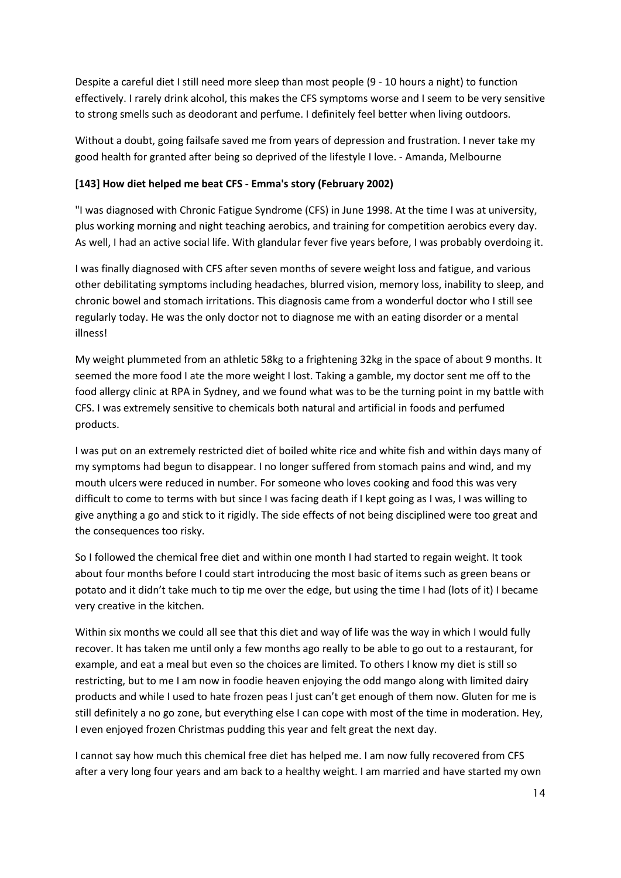Despite a careful diet I still need more sleep than most people (9 - 10 hours a night) to function effectively. I rarely drink alcohol, this makes the CFS symptoms worse and I seem to be very sensitive to strong smells such as deodorant and perfume. I definitely feel better when living outdoors.

Without a doubt, going failsafe saved me from years of depression and frustration. I never take my good health for granted after being so deprived of the lifestyle I love. - Amanda, Melbourne

**[143] How diet helped me beat CFS - Emma's story (February 2002)**

"I was diagnosed with Chronic Fatigue Syndrome (CFS) in June 1998. At the time I was at university, plus working morning and night teaching aerobics, and training for competition aerobics every day. As well, I had an active social life. With glandular fever five years before, I was probably overdoing it.

I was finally diagnosed with CFS after seven months of severe weight loss and fatigue, and various other debilitating symptoms including headaches, blurred vision, memory loss, inability to sleep, and chronic bowel and stomach irritations. This diagnosis came from a wonderful doctor who I still see regularly today. He was the only doctor not to diagnose me with an eating disorder or a mental illness!

My weight plummeted from an athletic 58kg to a frightening 32kg in the space of about 9 months. It seemed the more food I ate the more weight I lost. Taking a gamble, my doctor sent me off to the food allergy clinic at RPA in Sydney, and we found what was to be the turning point in my battle with CFS. I was extremely sensitive to chemicals both natural and artificial in foods and perfumed products.

I was put on an extremely restricted diet of boiled white rice and white fish and within days many of my symptoms had begun to disappear. I no longer suffered from stomach pains and wind, and my mouth ulcers were reduced in number. For someone who loves cooking and food this was very difficult to come to terms with but since I was facing death if I kept going as I was, I was willing to give anything a go and stick to it rigidly. The side effects of not being disciplined were too great and the consequences too risky.

So I followed the chemical free diet and within one month I had started to regain weight. It took about four months before I could start introducing the most basic of items such as green beans or potato and it didn't take much to tip me over the edge, but using the time I had (lots of it) I became very creative in the kitchen.

Within six months we could all see that this diet and way of life was the way in which I would fully recover. It has taken me until only a few months ago really to be able to go out to a restaurant, for example, and eat a meal but even so the choices are limited. To others I know my diet is still so restricting, but to me I am now in foodie heaven enjoying the odd mango along with limited dairy products and while I used to hate frozen peas I just can't get enough of them now. Gluten for me is still definitely a no go zone, but everything else I can cope with most of the time in moderation. Hey, I even enjoyed frozen Christmas pudding this year and felt great the next day.

I cannot say how much this chemical free diet has helped me. I am now fully recovered from CFS after a very long four years and am back to a healthy weight. I am married and have started my own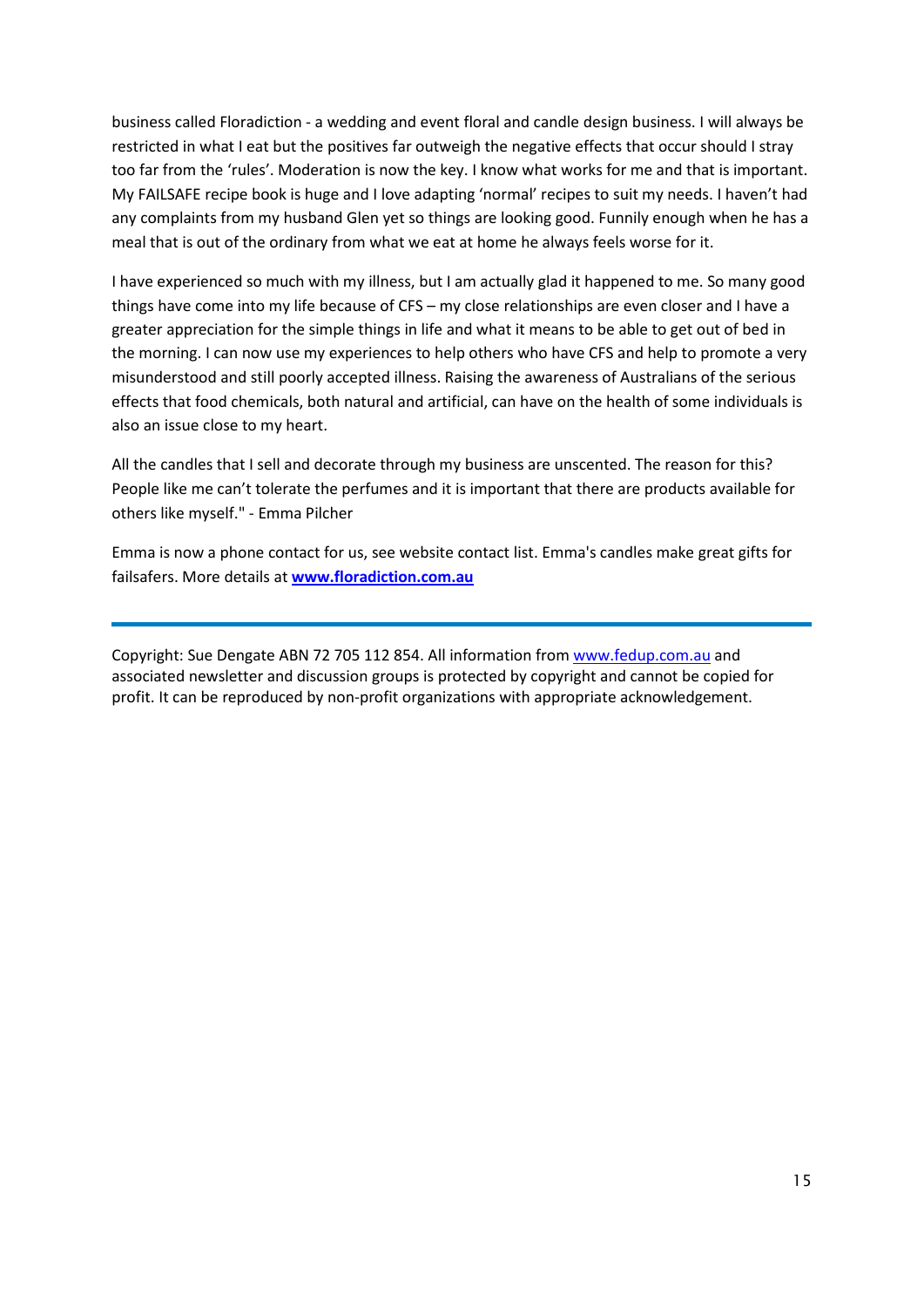business called Floradiction - a wedding and event floral and candle design business. I will always be restricted in what I eat but the positives far outweigh the negative effects that occur should I stray too far from the 'rules'. Moderation is now the key. I know what works for me and that is important. My FAILSAFE recipe book is huge and I love adapting 'normal' recipes to suit my needs. I haven't had any complaints from my husband Glen yet so things are looking good. Funnily enough when he has a meal that is out of the ordinary from what we eat at home he always feels worse for it.

I have experienced so much with my illness, but I am actually glad it happened to me. So many good things have come into my life because of CFS – my close relationships are even closer and I have a greater appreciation for the simple things in life and what it means to be able to get out of bed in the morning. I can now use my experiences to help others who have CFS and help to promote a very misunderstood and still poorly accepted illness. Raising the awareness of Australians of the serious effects that food chemicals, both natural and artificial, can have on the health of some individuals is also an issue close to my heart.

All the candles that I sell and decorate through my business are unscented. The reason for this? People like me can't tolerate the perfumes and it is important that there are products available for others like myself." - Emma Pilcher

Emma is now a phone contact for us, see website contact list. Emma's candles make great gifts for failsafers. More details at **[www.floradiction.com.au](http://www.floradiction.com.au)**

---

Copyright: Sue Dengate ABN 72 705 112 854. All information from [www.fedup.com.au](http://www.fedup.com.au) and associated newsletter and discussion groups is protected by copyright and cannot be copied for profit. It can be reproduced by non-profit organizations with appropriate acknowledgement.